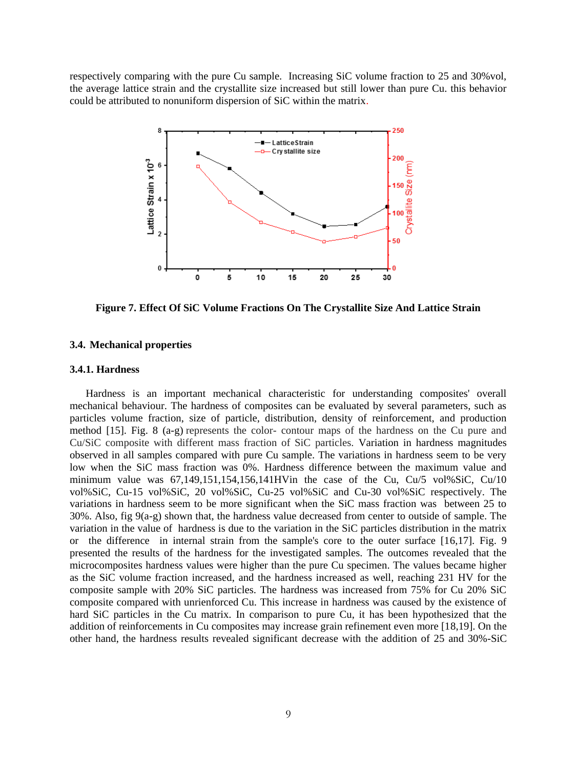respectively comparing with the pure Cu sample. Increasing SiC volume fraction to 25 and 30%vol, the average lattice strain and the crystallite size increased but still lower than pure Cu. this behavior could be attributed to nonuniform dispersion of SiC within the matrix.

**Figure 7. Effect Of SiC Volume Fractions On The Crystallite Size And Lattice Strain**

### 3.4. Mechanical properties

#### 3.4.1. Hardness

Hardness is an important mechanical characteristic for understanding composites' overall mechanical behaviour. The hardness of composites can be evaluated by several parameters, such as particles volume fraction, size of particle, distribution, density of reinforcement, and production method [15]. Fig. 8 (a-g) represents the color- contour maps of the hardness on the Cu pure and Cu/SiC composite with different mass fraction of SiC particles. Variation in hardness magnitudes observed in all samples compared with pure Cu sample. The variations in hardness seem to be very low when the SiC mass fraction was 0%. Hardness difference between the maximum value and minimum value was 67,149,151,154,156,141HVin the case of the Cu, Cu/5 vol%SiC, Cu/10 vol%SiC, Cu-15 vol%SiC, 20 vol%SiC, Cu-25 vol%SiC and Cu-30 vol%SiC respectively. The variations in hardness seem to be more significant when the SiC mass fraction was between 25 to 30%. Also, fig 9(a-g) shown that, the hardness value decreased from center to outside of sample. The variation in the value of hardness is due to the variation in the SiC particles distribution in the matrix or the difference in internal strain from the sample's core to the outer surface [16,17]. Fig. 9 presented the results of the hardness for the investigated samples. The outcomes revealed that the microcomposites hardness values were higher than the pure Cu specimen. The values became higher as the SiC volume fraction increased, and the hardness increased as well, reaching 231 HV for the composite sample with 20% SiC particles. The hardness was increased from 75% for Cu 20% SiC composite compared with unrienforced Cu. This increase in hardness was caused by the existence of hard SiC particles in the Cu matrix. In comparison to pure Cu, it has been hypothesized that the addition of reinforcements in Cu composites may increase grain refinement even more [18,19]. On the other hand, the hardness results revealed significant decrease with the addition of 25 and 30%-SiC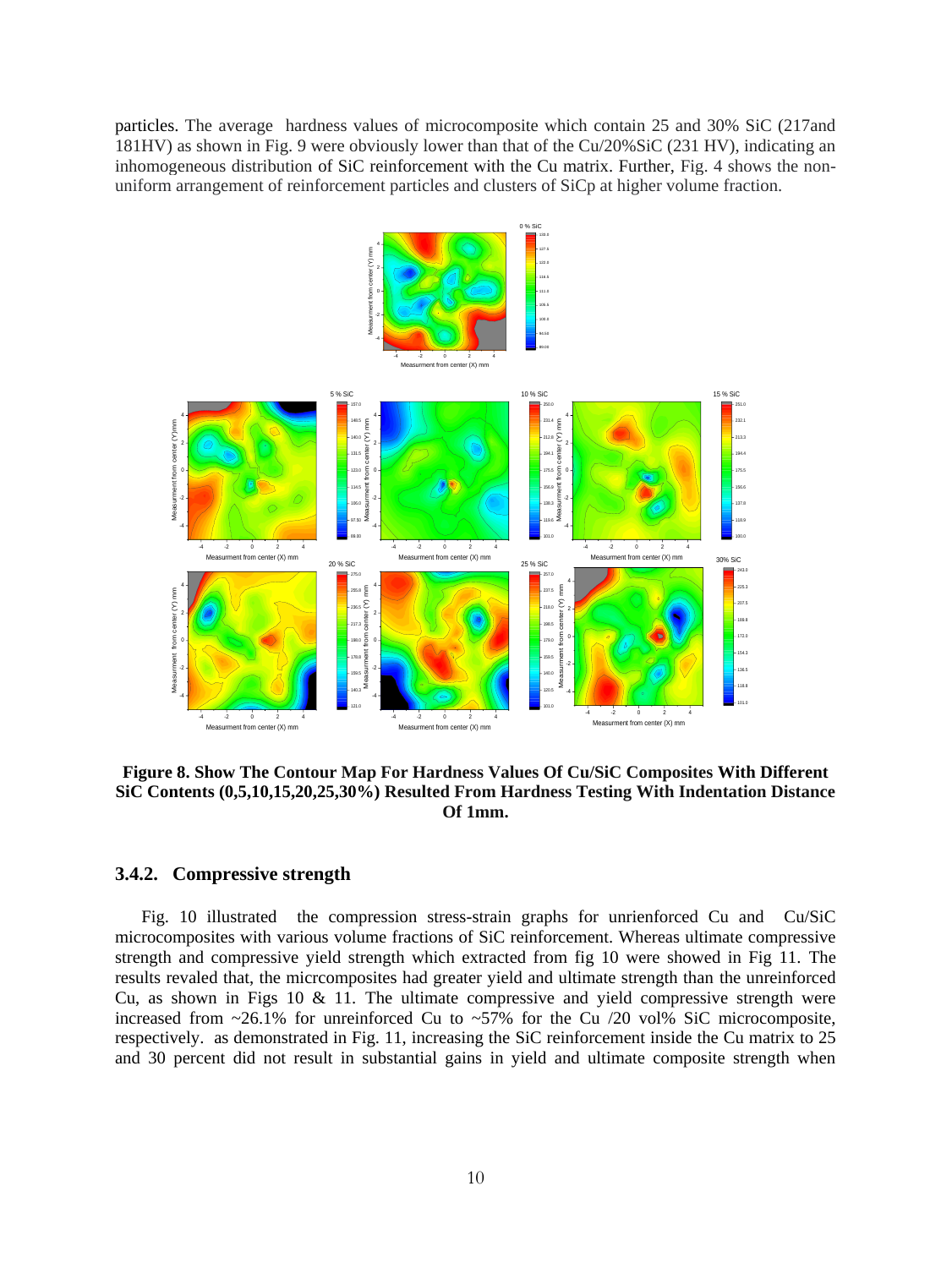particles. The average hardness values of microcomposite which contain 25 and 30% SiC (217and 181HV) as shown in Fig. 9 were obviously lower than that of the Cu/20%SiC (231 HV), indicating an inhomogeneous distribution of SiC reinforcement with the Cu matrix. Further, Fig. 4 shows the non-uniform arrangement of reinforcement particles and clusters of SiCp at higher volume fraction.

**Figure 8. Show The Contour Map For Hardness Values Of Cu/SiC Composites With Different SiC Contents (0,5,10,15,20,25,30%) Resulted From Hardness Testing With Indentation Distance Of 1mm.**

### 3.4.2. Compressive strength

Fig. 10 illustrated the compression stress-strain graphs for unrienforced Cu and Cu/SiC microcomposites with various volume fractions of SiC reinforcement. Whereas ultimate compressive strength and compressive yield strength which extracted from fig 10 were showed in Fig 11. The results revaled that, the micrcomposites had greater yield and ultimate strength than the unreinforced Cu, as shown in Figs 10 & 11. The ultimate compressive and yield compressive strength were increased from ~26.1% for unreinforced Cu to ~57% for the Cu /20 vol% SiC microcomposite, respectively. as demonstrated in Fig. 11, increasing the SiC reinforcement inside the Cu matrix to 25 and 30 percent did not result in substantial gains in yield and ultimate composite strength when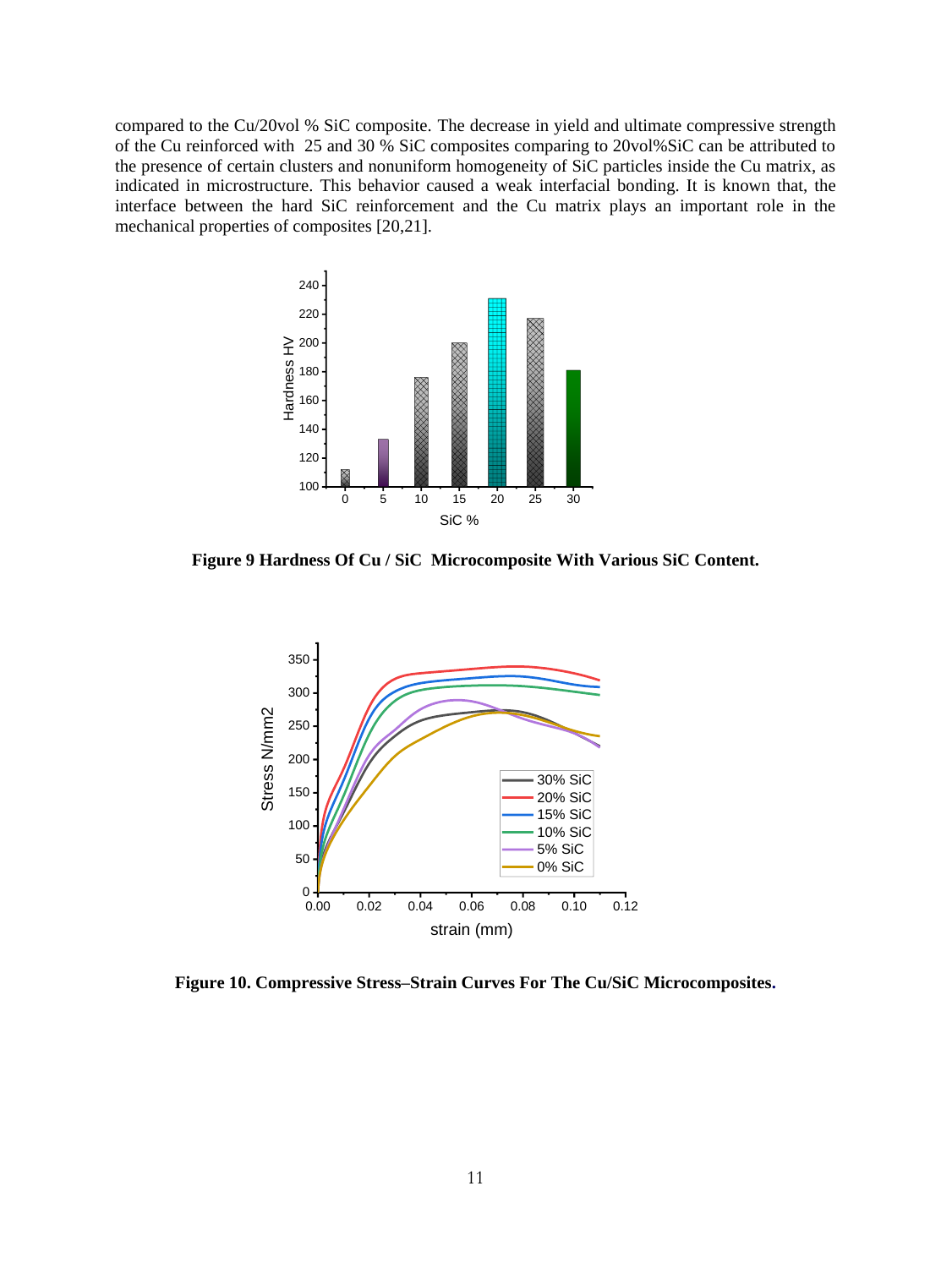compared to the Cu/20vol % SiC composite. The decrease in yield and ultimate compressive strength of the Cu reinforced with 25 and 30 % SiC composites comparing to 20vol%SiC can be attributed to the presence of certain clusters and nonuniform homogeneity of SiC particles inside the Cu matrix, as indicated in microstructure. This behavior caused a weak interfacial bonding. It is known that, the interface between the hard SiC reinforcement and the Cu matrix plays an important role in the mechanical properties of composites [20,21].

**Figure 9 Hardness Of Cu / SiC Microcomposite With Various SiC Content.**

**Figure 10. Compressive Stress–Strain Curves For The Cu/SiC Microcomposites.**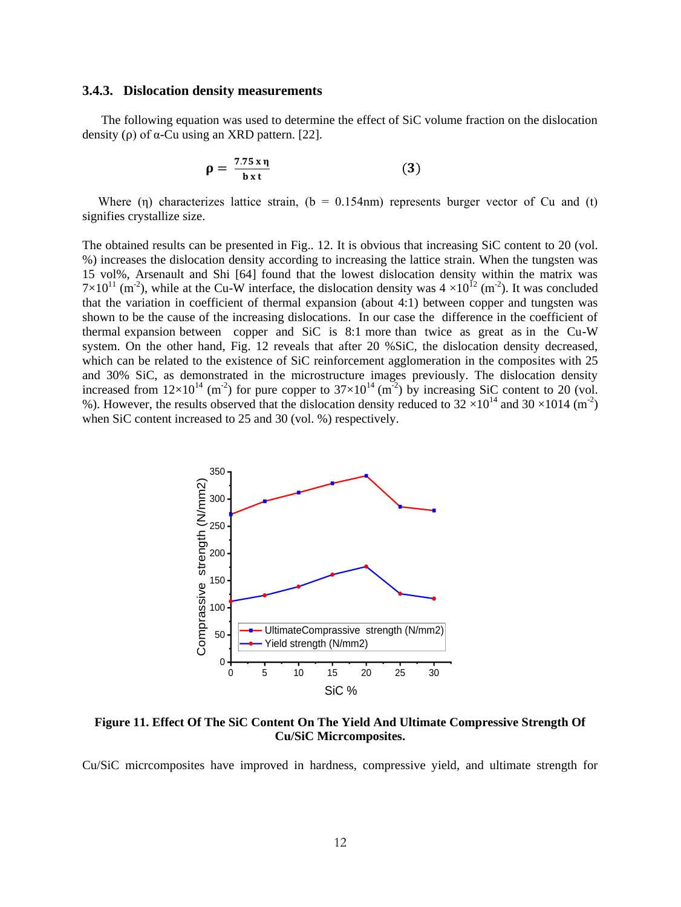### 3.4.3. Dislocation density measurements

The following equation was used to determine the effect of SiC volume fraction on the dislocation density (ρ) of α-Cu using an XRD pattern. [22].

$$\rho = \frac{7.75 \times \eta}{b \times t} \qquad (3)$$

Where (η) characterizes lattice strain, (b = 0.154nm) represents burger vector of Cu and (t) signifies crystallize size.

The obtained results can be presented in Fig.. 12. It is obvious that increasing SiC content to 20 (vol. %) increases the dislocation density according to increasing the lattice strain. When the tungsten was 15 vol%, Arsenault and Shi [64] found that the lowest dislocation density within the matrix was $7\times10^{11}$ ($m^{-2}$), while at the Cu-W interface, the dislocation density was $4 \times10^{12}$ ($m^{-2}$). It was concluded that the variation in coefficient of thermal expansion (about 4:1) between copper and tungsten was shown to be the cause of the increasing dislocations. In our case the difference in the coefficient of thermal expansion between copper and SiC is 8:1 more than twice as great as in the Cu-W system. On the other hand, Fig. 12 reveals that after 20 %SiC, the dislocation density decreased, which can be related to the existence of SiC reinforcement agglomeration in the composites with 25 and 30% SiC, as demonstrated in the microstructure images previously. The dislocation density increased from $12\times10^{14}$ ($m^{-2}$) for pure copper to $37\times10^{14}$ ($m^{-2}$) by increasing SiC content to 20 (vol. %). However, the results observed that the dislocation density reduced to $32 \times10^{14}$ and 30 ×1014 ($m^{-2}$) when SiC content increased to 25 and 30 (vol. %) respectively.

**Figure 11. Effect Of The SiC Content On The Yield And Ultimate Compressive Strength Of Cu/SiC Mircrcomposites.**

Cu/SiC mircrcomposites have improved in hardness, compressive yield, and ultimate strength for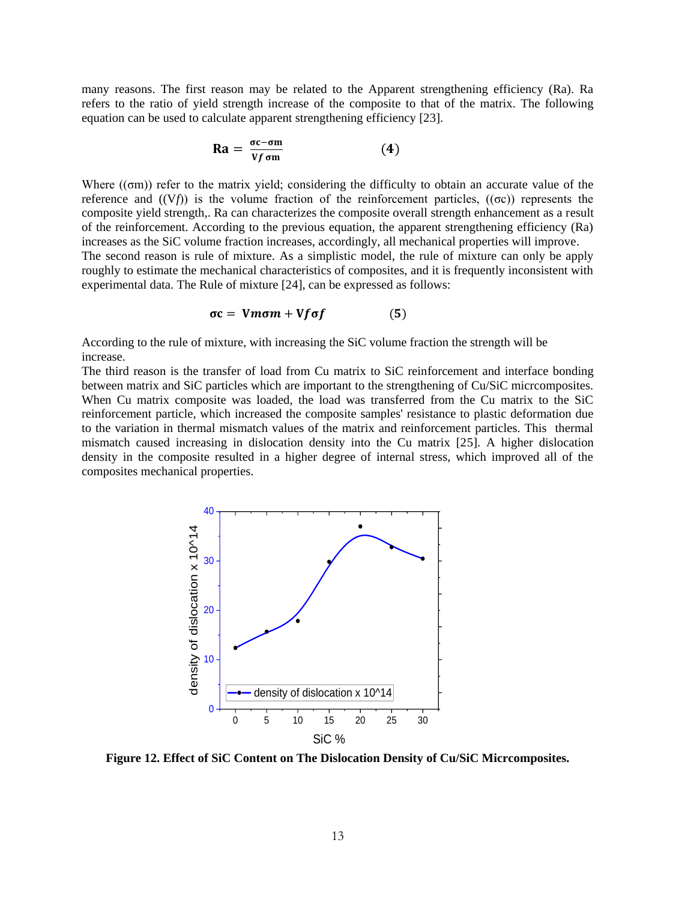many reasons. The first reason may be related to the Apparent strengthening efficiency (Ra). Ra refers to the ratio of yield strength increase of the composite to that of the matrix. The following equation can be used to calculate apparent strengthening efficiency [23].

$$\mathbf{Ra} = \frac{\sigma c - \sigma m}{Vf\,\sigma m} \qquad (4)$$

Where ((σm)) refer to the matrix yield; considering the difficulty to obtain an accurate value of the reference and ((V*f*)) is the volume fraction of the reinforcement particles, ((σc)) represents the composite yield strength,. Ra can characterizes the composite overall strength enhancement as a result of the reinforcement. According to the previous equation, the apparent strengthening efficiency (Ra) increases as the SiC volume fraction increases, accordingly, all mechanical properties will improve.
The second reason is rule of mixture. As a simplistic model, the rule of mixture can only be apply roughly to estimate the mechanical characteristics of composites, and it is frequently inconsistent with experimental data. The Rule of mixture [24], can be expressed as follows:

$$\sigma c = Vm\sigma m + Vf\sigma f \qquad (5)$$

According to the rule of mixture, with increasing the SiC volume fraction the strength will be increase.
The third reason is the transfer of load from Cu matrix to SiC reinforcement and interface bonding between matrix and SiC particles which are important to the strengthening of Cu/SiC micrcomposites. When Cu matrix composite was loaded, the load was transferred from the Cu matrix to the SiC reinforcement particle, which increased the composite samples' resistance to plastic deformation due to the variation in thermal mismatch values of the matrix and reinforcement particles. This thermal mismatch caused increasing in dislocation density into the Cu matrix [25]. A higher dislocation density in the composite resulted in a higher degree of internal stress, which improved all of the composites mechanical properties.

**Figure 12. Effect of SiC Content on The Dislocation Density of Cu/SiC Micrcomposites.**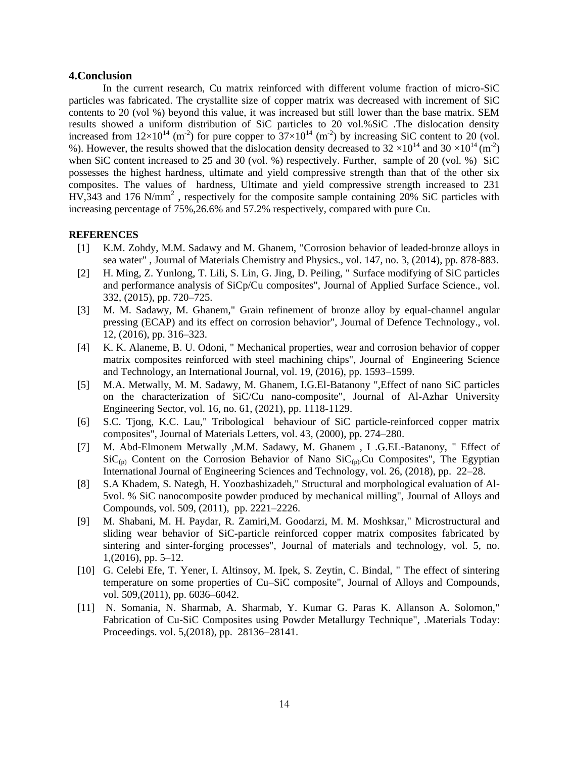## 4.Conclusion

In the current research, Cu matrix reinforced with different volume fraction of micro-SiC particles was fabricated. The crystallite size of copper matrix was decreased with increment of SiC contents to 20 (vol %) beyond this value, it was increased but still lower than the base matrix. SEM results showed a uniform distribution of SiC particles to 20 vol.%SiC .The dislocation density increased from $12\times10^{14}$ ($m^{-2}$) for pure copper to $37\times10^{14}$ ($m^{-2}$) by increasing SiC content to 20 (vol. %). However, the results showed that the dislocation density decreased to $32\times10^{14}$ and $30\times10^{14}$ ($m^{-2}$) when SiC content increased to 25 and 30 (vol. %) respectively. Further, sample of 20 (vol. %) SiC possesses the highest hardness, ultimate and yield compressive strength than that of the other six composites. The values of hardness, Ultimate and yield compressive strength increased to 231 HV,343 and 176 N/mm$^2$ , respectively for the composite sample containing 20% SiC particles with increasing percentage of 75%,26.6% and 57.2% respectively, compared with pure Cu.

**REFERENCES**

[1] K.M. Zohdy, M.M. Sadawy and M. Ghanem, "Corrosion behavior of leaded-bronze alloys in sea water" , Journal of Materials Chemistry and Physics., vol. 147, no. 3, (2014), pp. 878-883.

[2] H. Ming, Z. Yunlong, T. Lili, S. Lin, G. Jing, D. Peiling, " Surface modifying of SiC particles and performance analysis of SiCp/Cu composites", Journal of Applied Surface Science., vol. 332, (2015), pp. 720–725.

[3] M. M. Sadawy, M. Ghanem," Grain refinement of bronze alloy by equal-channel angular pressing (ECAP) and its effect on corrosion behavior", Journal of Defence Technology., vol. 12, (2016), pp. 316–323.

[4] K. K. Alaneme, B. U. Odoni, " Mechanical properties, wear and corrosion behavior of copper matrix composites reinforced with steel machining chips", Journal of Engineering Science and Technology, an International Journal, vol. 19, (2016), pp. 1593–1599.

[5] M.A. Metwally, M. M. Sadawy, M. Ghanem, I.G.El-Batanony ",Effect of nano SiC particles on the characterization of SiC/Cu nano-composite", Journal of Al-Azhar University Engineering Sector, vol. 16, no. 61, (2021), pp. 1118-1129.

[6] S.C. Tjong, K.C. Lau," Tribological behaviour of SiC particle-reinforced copper matrix composites", Journal of Materials Letters, vol. 43, (2000), pp. 274–280.

[7] M. Abd-Elmonem Metwally ,M.M. Sadawy, M. Ghanem , I .G.EL-Batanony, " Effect of $SiC_{(p)}$ Content on the Corrosion Behavior of Nano $SiC_{(p)/}$Cu Composites", The Egyptian International Journal of Engineering Sciences and Technology, vol. 26, (2018), pp. 22–28.

[8] S.A Khadem, S. Nategh, H. Yoozbashizadeh," Structural and morphological evaluation of Al-5vol. % SiC nanocomposite powder produced by mechanical milling", Journal of Alloys and Compounds, vol. 509, (2011), pp. 2221–2226.

[9] M. Shabani, M. H. Paydar, R. Zamiri,M. Goodarzi, M. M. Moshksar," Microstructural and sliding wear behavior of SiC-particle reinforced copper matrix composites fabricated by sintering and sinter-forging processes", Journal of materials and technology, vol. 5, no. 1,(2016), pp. 5–12.

[10] G. Celebi Efe, T. Yener, I. Altinsoy, M. Ipek, S. Zeytin, C. Bindal, " The effect of sintering temperature on some properties of Cu–SiC composite", Journal of Alloys and Compounds, vol. 509,(2011), pp. 6036–6042.

[11] N. Somania, N. Sharmab, A. Sharmab, Y. Kumar G. Paras K. Allanson A. Solomon," Fabrication of Cu-SiC Composites using Powder Metallurgy Technique", .Materials Today: Proceedings. vol. 5,(2018), pp. 28136–28141.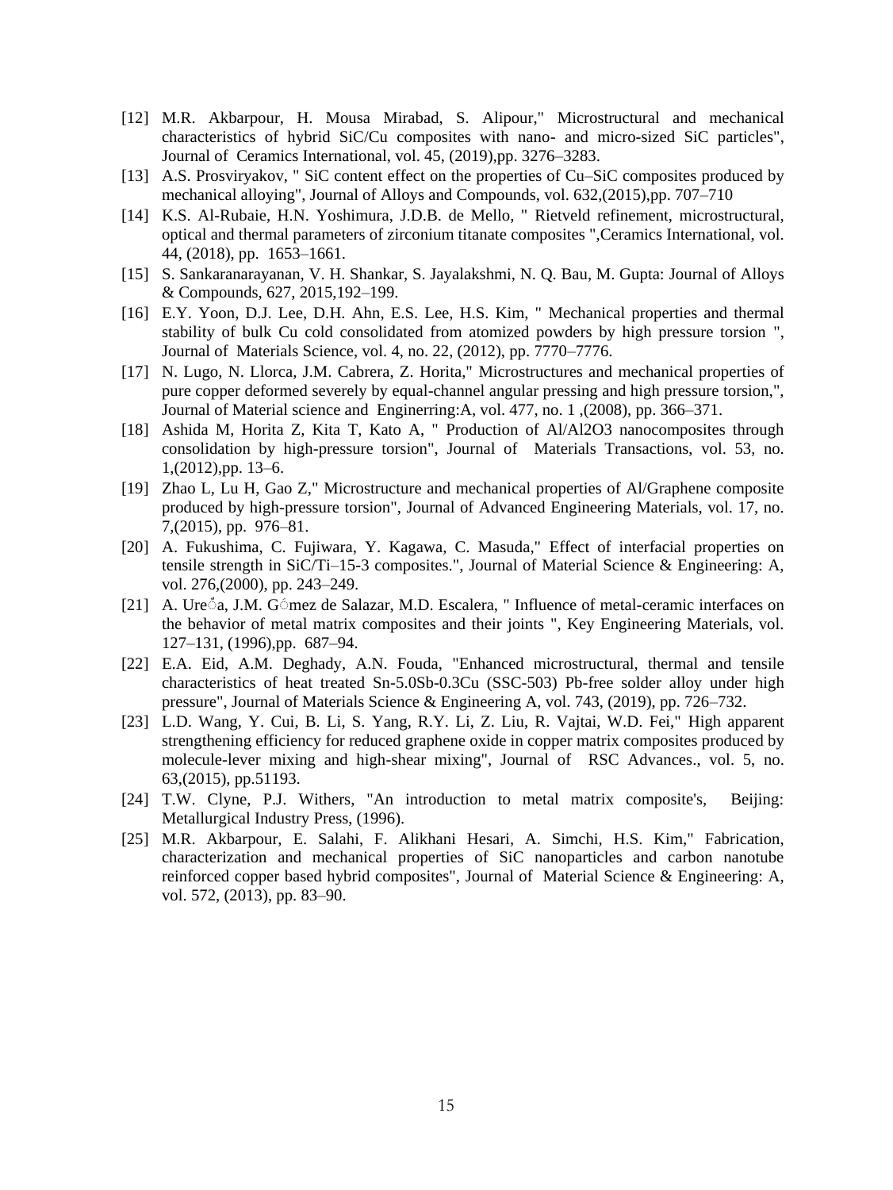[12] M.R. Akbarpour, H. Mousa Mirabad, S. Alipour," Microstructural and mechanical characteristics of hybrid SiC/Cu composites with nano- and micro-sized SiC particles", Journal of Ceramics International, vol. 45, (2019),pp. 3276–3283.

[13] A.S. Prosviryakov, " SiC content effect on the properties of Cu–SiC composites produced by mechanical alloying", Journal of Alloys and Compounds, vol. 632,(2015),pp. 707–710

[14] K.S. Al-Rubaie, H.N. Yoshimura, J.D.B. de Mello, " Rietveld refinement, microstructural, optical and thermal parameters of zirconium titanate composites ",Ceramics International, vol. 44, (2018), pp. 1653–1661.

[15] S. Sankaranarayanan, V. H. Shankar, S. Jayalakshmi, N. Q. Bau, M. Gupta: Journal of Alloys & Compounds, 627, 2015,192–199.

[16] E.Y. Yoon, D.J. Lee, D.H. Ahn, E.S. Lee, H.S. Kim, " Mechanical properties and thermal stability of bulk Cu cold consolidated from atomized powders by high pressure torsion ", Journal of Materials Science, vol. 4, no. 22, (2012), pp. 7770–7776.

[17] N. Lugo, N. Llorca, J.M. Cabrera, Z. Horita," Microstructures and mechanical properties of pure copper deformed severely by equal-channel angular pressing and high pressure torsion,", Journal of Material science and Enginerring:A, vol. 477, no. 1 ,(2008), pp. 366–371.

[18] Ashida M, Horita Z, Kita T, Kato A, " Production of Al/Al2O3 nanocomposites through consolidation by high-pressure torsion", Journal of Materials Transactions, vol. 53, no. 1,(2012),pp. 13–6.

[19] Zhao L, Lu H, Gao Z," Microstructure and mechanical properties of Al/Graphene composite produced by high-pressure torsion", Journal of Advanced Engineering Materials, vol. 17, no. 7,(2015), pp. 976–81.

[20] A. Fukushima, C. Fujiwara, Y. Kagawa, C. Masuda," Effect of interfacial properties on tensile strength in SiC/Ti–15-3 composites.", Journal of Material Science & Engineering: A, vol. 276,(2000), pp. 243–249.

[21] A. Ureőa, J.M. Gómez de Salazar, M.D. Escalera, " Influence of metal-ceramic interfaces on the behavior of metal matrix composites and their joints ", Key Engineering Materials, vol. 127–131, (1996),pp. 687–94.

[22] E.A. Eid, A.M. Deghady, A.N. Fouda, "Enhanced microstructural, thermal and tensile characteristics of heat treated Sn-5.0Sb-0.3Cu (SSC-503) Pb-free solder alloy under high pressure", Journal of Materials Science & Engineering A, vol. 743, (2019), pp. 726–732.

[23] L.D. Wang, Y. Cui, B. Li, S. Yang, R.Y. Li, Z. Liu, R. Vajtai, W.D. Fei," High apparent strengthening efficiency for reduced graphene oxide in copper matrix composites produced by molecule-lever mixing and high-shear mixing", Journal of RSC Advances., vol. 5, no. 63,(2015), pp.51193.

[24] T.W. Clyne, P.J. Withers, "An introduction to metal matrix composite's, Beijing: Metallurgical Industry Press, (1996).

[25] M.R. Akbarpour, E. Salahi, F. Alikhani Hesari, A. Simchi, H.S. Kim," Fabrication, characterization and mechanical properties of SiC nanoparticles and carbon nanotube reinforced copper based hybrid composites", Journal of Material Science & Engineering: A, vol. 572, (2013), pp. 83–90.